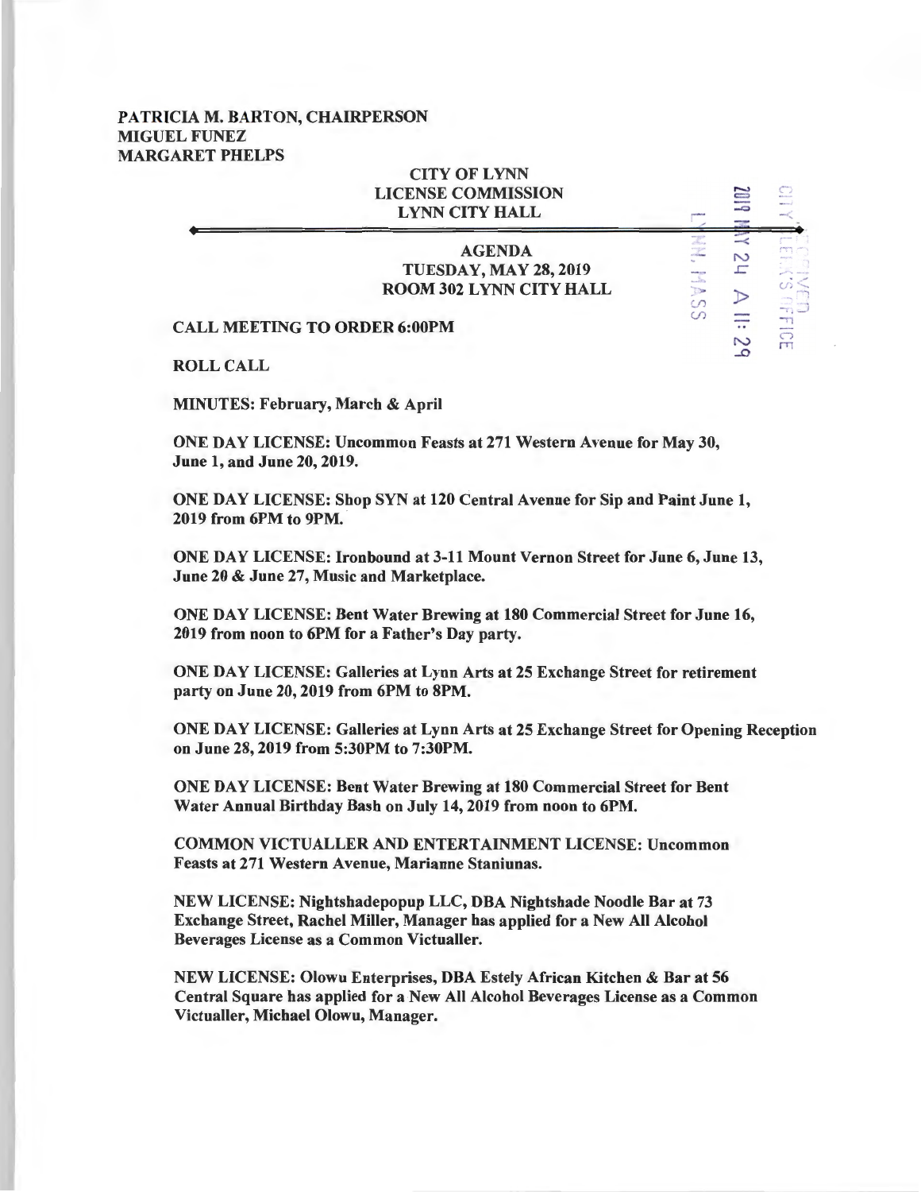**PATRICIA M. BARTON, CHAIRPERSON**
**MIGUEL FUNEZ**
**MARGARET PHELPS**

**CITY OF LYNN**
**LICENSE COMMISSION**
**LYNN CITY HALL**

2019 MAY 24 A 11:29
LYNN, MASS
RECEIVED CITY CLERK'S OFFICE

**AGENDA**
**TUESDAY, MAY 28, 2019**
**ROOM 302 LYNN CITY HALL**

**CALL MEETING TO ORDER 6:00PM**

**ROLL CALL**

**MINUTES: February, March & April**

**ONE DAY LICENSE: Uncommon Feasts at 271 Western Avenue for May 30, June 1, and June 20, 2019.**

**ONE DAY LICENSE: Shop SYN at 120 Central Avenue for Sip and Paint June 1, 2019 from 6PM to 9PM.**

**ONE DAY LICENSE: Ironbound at 3-11 Mount Vernon Street for June 6, June 13, June 20 & June 27, Music and Marketplace.**

**ONE DAY LICENSE: Bent Water Brewing at 180 Commercial Street for June 16, 2019 from noon to 6PM for a Father's Day party.**

**ONE DAY LICENSE: Galleries at Lynn Arts at 25 Exchange Street for retirement party on June 20, 2019 from 6PM to 8PM.**

**ONE DAY LICENSE: Galleries at Lynn Arts at 25 Exchange Street for Opening Reception on June 28, 2019 from 5:30PM to 7:30PM.**

**ONE DAY LICENSE: Bent Water Brewing at 180 Commercial Street for Bent Water Annual Birthday Bash on July 14, 2019 from noon to 6PM.**

**COMMON VICTUALLER AND ENTERTAINMENT LICENSE: Uncommon Feasts at 271 Western Avenue, Marianne Staniunas.**

**NEW LICENSE: Nightshadepopup LLC, DBA Nightshade Noodle Bar at 73 Exchange Street, Rachel Miller, Manager has applied for a New All Alcohol Beverages License as a Common Victualler.**

**NEW LICENSE: Olowu Enterprises, DBA Estely African Kitchen & Bar at 56 Central Square has applied for a New All Alcohol Beverages License as a Common Victualler, Michael Olowu, Manager.**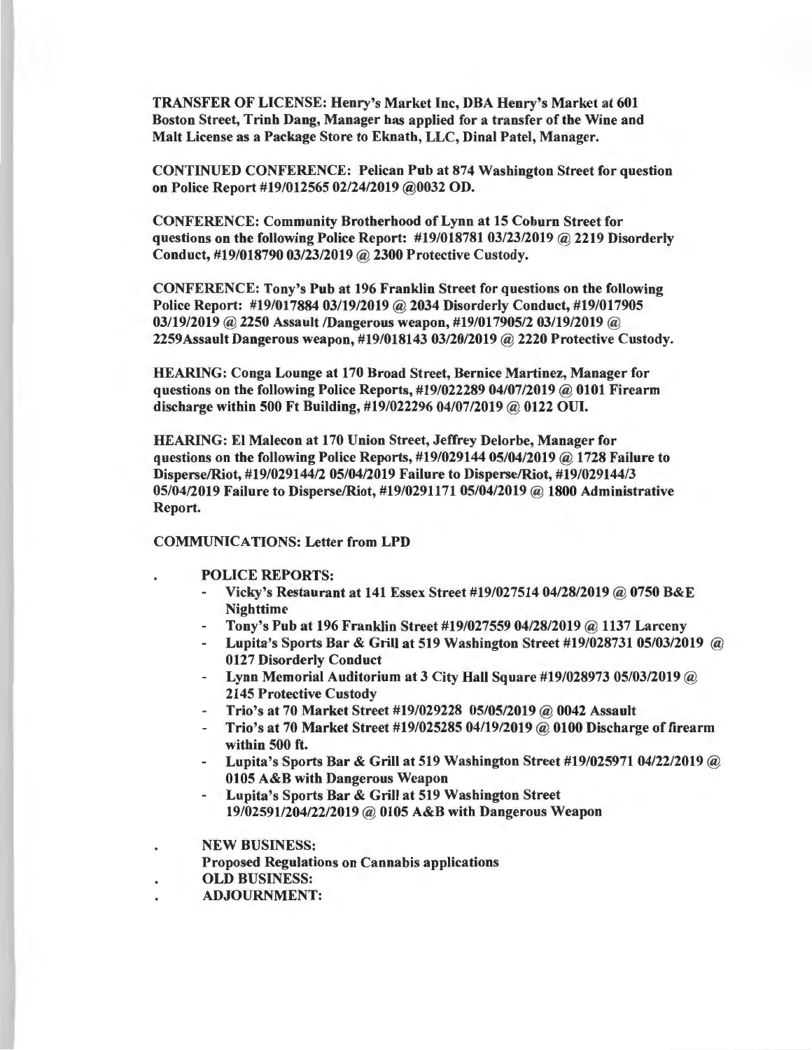**TRANSFER OF LICENSE: Henry's Market Inc, DBA Henry's Market at 601 Boston Street, Trinh Dang, Manager has applied for a transfer of the Wine and Malt License as a Package Store to Eknath, LLC, Dinal Patel, Manager.**

**CONTINUED CONFERENCE: Pelican Pub at 874 Washington Street for question on Police Report #19/012565 02/24/2019 @0032 OD.**

**CONFERENCE: Community Brotherhood of Lynn at 15 Coburn Street for questions on the following Police Report: #19/018781 03/23/2019 @ 2219 Disorderly Conduct, #19/018790 03/23/2019 @ 2300 Protective Custody.**

**CONFERENCE: Tony's Pub at 196 Franklin Street for questions on the following Police Report: #19/017884 03/19/2019 @ 2034 Disorderly Conduct, #19/017905 03/19/2019 @ 2250 Assault /Dangerous weapon, #19/017905/2 03/19/2019 @ 2259Assault Dangerous weapon, #19/018143 03/20/2019 @ 2220 Protective Custody.**

**HEARING: Conga Lounge at 170 Broad Street, Bernice Martinez, Manager for questions on the following Police Reports, #19/022289 04/07/2019 @ 0101 Firearm discharge within 500 Ft Building, #19/022296 04/07/2019 @ 0122 OUI.**

**HEARING: El Malecon at 170 Union Street, Jeffrey Delorbe, Manager for questions on the following Police Reports, #19/029144 05/04/2019 @ 1728 Failure to Disperse/Riot, #19/029144/2 05/04/2019 Failure to Disperse/Riot, #19/029144/3 05/04/2019 Failure to Disperse/Riot, #19/0291171 05/04/2019 @ 1800 Administrative Report.**

**COMMUNICATIONS: Letter from LPD**

- **POLICE REPORTS:**
  - **Vicky's Restaurant at 141 Essex Street #19/027514 04/28/2019 @ 0750 B&E Nighttime**
  - **Tony's Pub at 196 Franklin Street #19/027559 04/28/2019 @ 1137 Larceny**
  - **Lupita's Sports Bar & Grill at 519 Washington Street #19/028731 05/03/2019 @ 0127 Disorderly Conduct**
  - **Lynn Memorial Auditorium at 3 City Hall Square #19/028973 05/03/2019 @ 2145 Protective Custody**
  - **Trio's at 70 Market Street #19/029228 05/05/2019 @ 0042 Assault**
  - **Trio's at 70 Market Street #19/025285 04/19/2019 @ 0100 Discharge of firearm within 500 ft.**
  - **Lupita's Sports Bar & Grill at 519 Washington Street #19/025971 04/22/2019 @ 0105 A&B with Dangerous Weapon**
  - **Lupita's Sports Bar & Grill at 519 Washington Street 19/02591/204/22/2019 @ 0105 A&B with Dangerous Weapon**

- **NEW BUSINESS:**
  **Proposed Regulations on Cannabis applications**
- **OLD BUSINESS:**
- **ADJOURNMENT:**